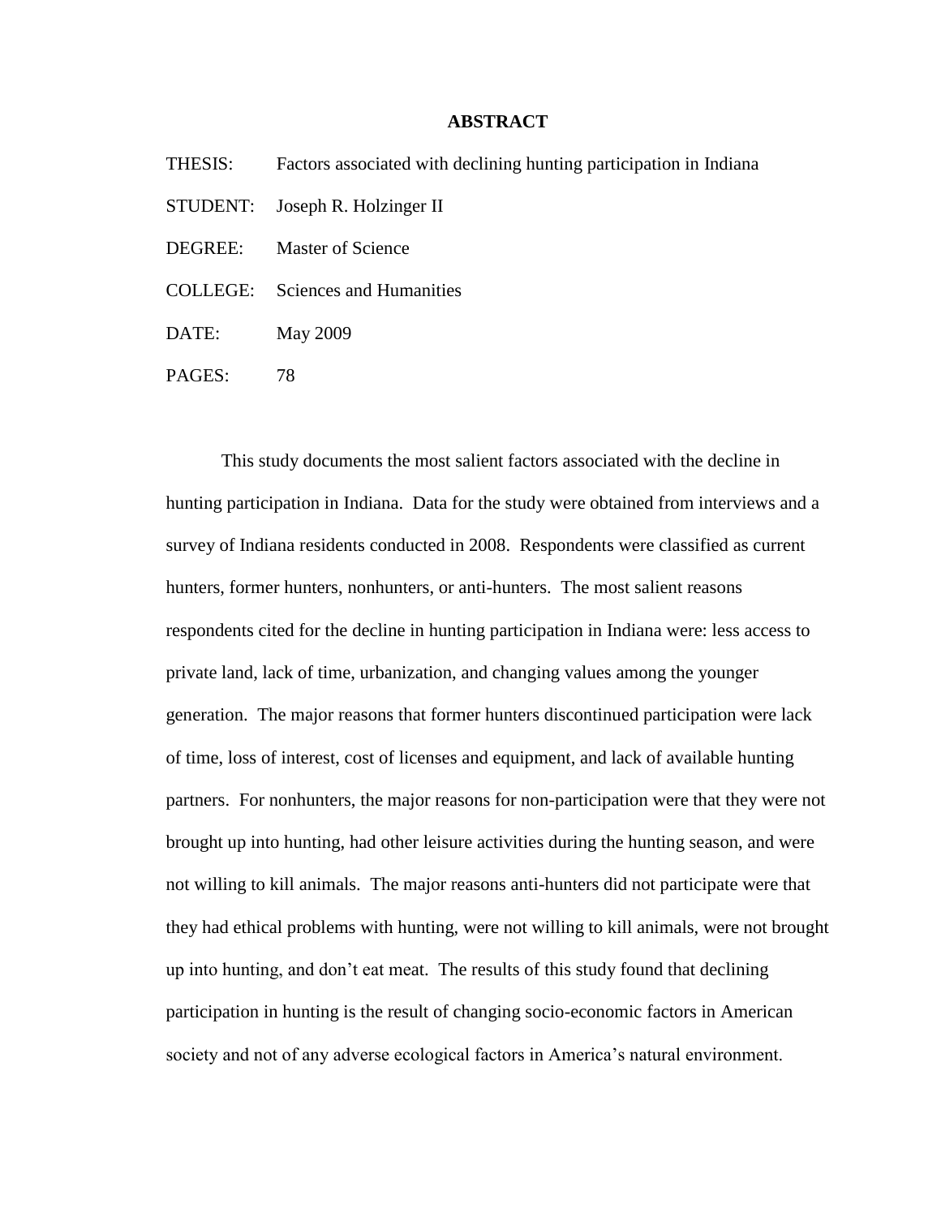# ABSTRACT

THESIS: Factors associated with declining hunting participation in Indiana

STUDENT: Joseph R. Holzinger II

DEGREE: Master of Science

COLLEGE: Sciences and Humanities

DATE: May 2009

PAGES: 78

This study documents the most salient factors associated with the decline in hunting participation in Indiana. Data for the study were obtained from interviews and a survey of Indiana residents conducted in 2008. Respondents were classified as current hunters, former hunters, nonhunters, or anti-hunters. The most salient reasons respondents cited for the decline in hunting participation in Indiana were: less access to private land, lack of time, urbanization, and changing values among the younger generation. The major reasons that former hunters discontinued participation were lack of time, loss of interest, cost of licenses and equipment, and lack of available hunting partners. For nonhunters, the major reasons for non-participation were that they were not brought up into hunting, had other leisure activities during the hunting season, and were not willing to kill animals. The major reasons anti-hunters did not participate were that they had ethical problems with hunting, were not willing to kill animals, were not brought up into hunting, and don't eat meat. The results of this study found that declining participation in hunting is the result of changing socio-economic factors in American society and not of any adverse ecological factors in America's natural environment.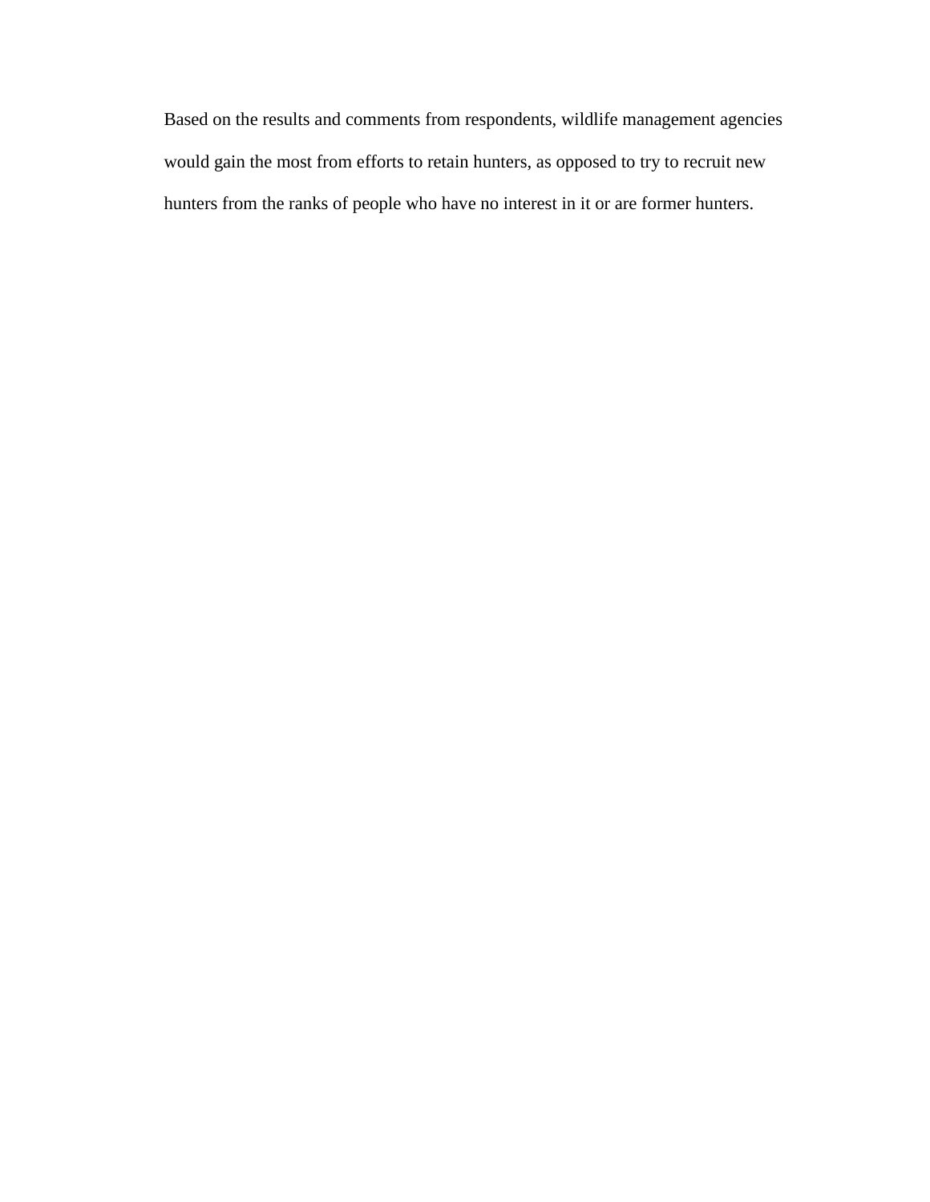Based on the results and comments from respondents, wildlife management agencies would gain the most from efforts to retain hunters, as opposed to try to recruit new hunters from the ranks of people who have no interest in it or are former hunters.